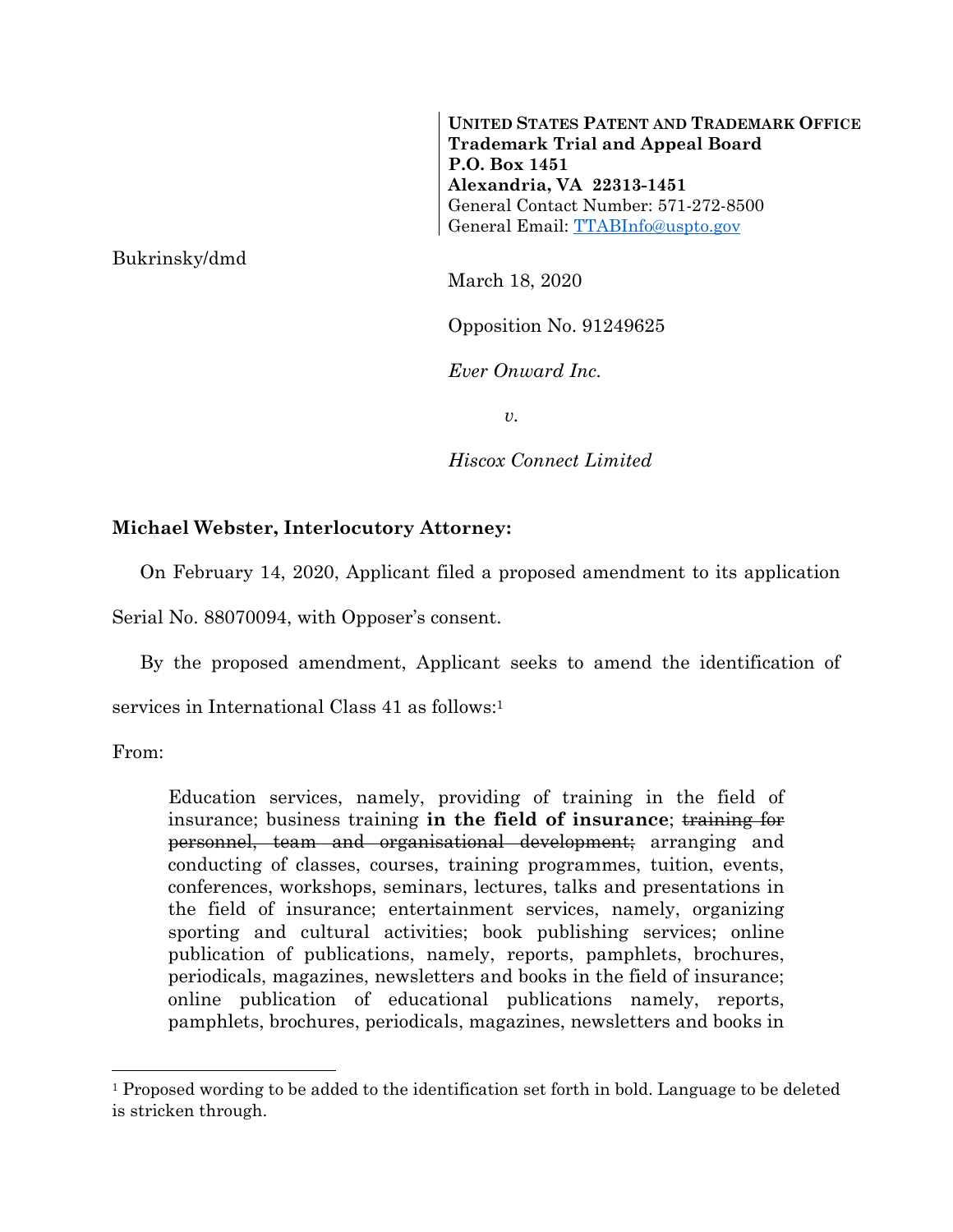**UNITED STATES PATENT AND TRADEMARK OFFICE**
**Trademark Trial and Appeal Board**
**P.O. Box 1451**
**Alexandria, VA 22313-1451**
General Contact Number: 571-272-8500
General Email: TTABInfo@uspto.gov

Bukrinsky/dmd

March 18, 2020

Opposition No. 91249625

*Ever Onward Inc.*

*v.*

*Hiscox Connect Limited*

**Michael Webster, Interlocutory Attorney:**

On February 14, 2020, Applicant filed a proposed amendment to its application Serial No. 88070094, with Opposer's consent.

By the proposed amendment, Applicant seeks to amend the identification of services in International Class 41 as follows:[1]

From:

> Education services, namely, providing of training in the field of insurance; business training **in the field of insurance**; ~~training for personnel, team and organisational development;~~ arranging and conducting of classes, courses, training programmes, tuition, events, conferences, workshops, seminars, lectures, talks and presentations in the field of insurance; entertainment services, namely, organizing sporting and cultural activities; book publishing services; online publication of publications, namely, reports, pamphlets, brochures, periodicals, magazines, newsletters and books in the field of insurance; online publication of educational publications namely, reports, pamphlets, brochures, periodicals, magazines, newsletters and books in

[1] Proposed wording to be added to the identification set forth in bold. Language to be deleted is stricken through.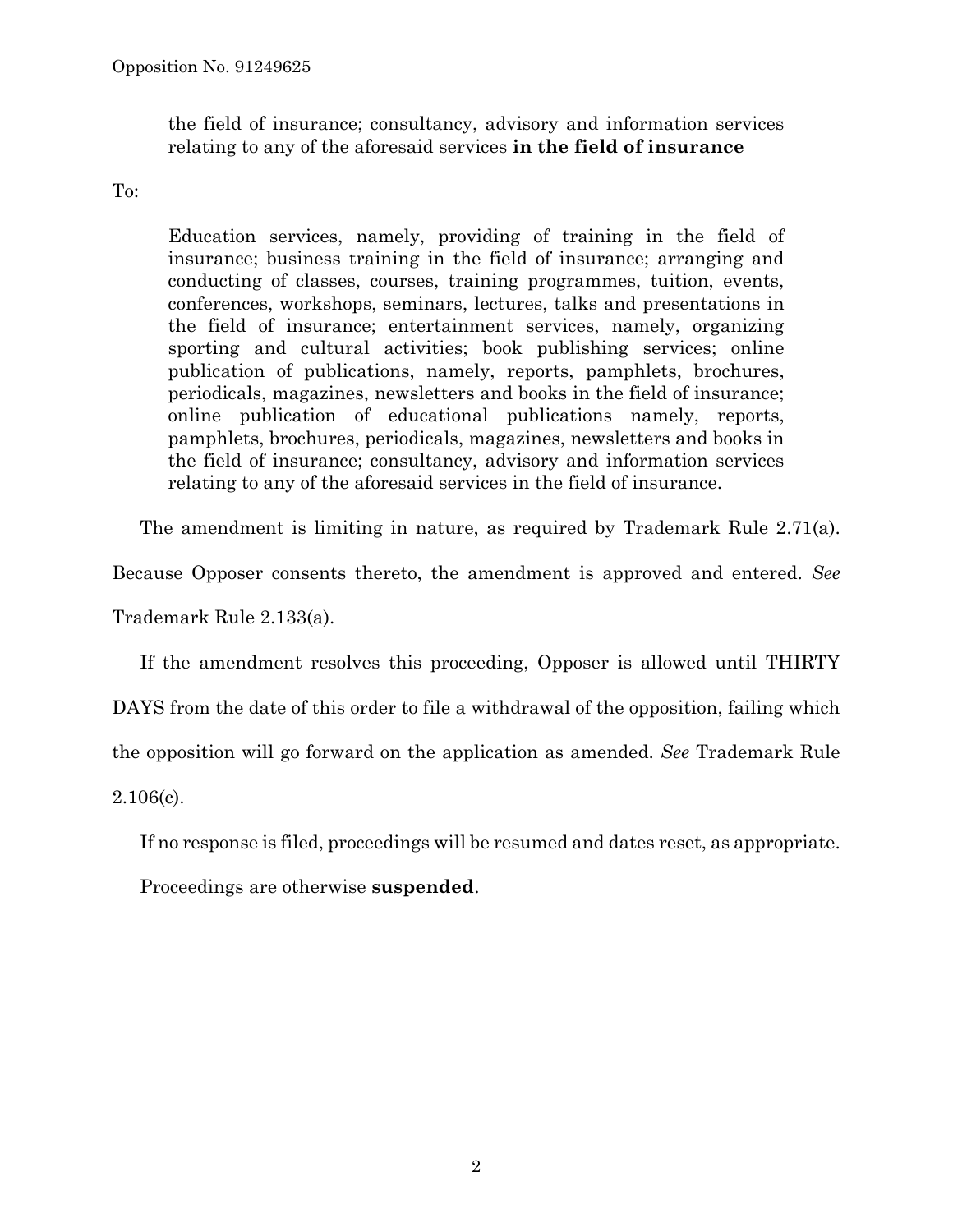the field of insurance; consultancy, advisory and information services relating to any of the aforesaid services **in the field of insurance**

To:

> Education services, namely, providing of training in the field of insurance; business training in the field of insurance; arranging and conducting of classes, courses, training programmes, tuition, events, conferences, workshops, seminars, lectures, talks and presentations in the field of insurance; entertainment services, namely, organizing sporting and cultural activities; book publishing services; online publication of publications, namely, reports, pamphlets, brochures, periodicals, magazines, newsletters and books in the field of insurance; online publication of educational publications namely, reports, pamphlets, brochures, periodicals, magazines, newsletters and books in the field of insurance; consultancy, advisory and information services relating to any of the aforesaid services in the field of insurance.

The amendment is limiting in nature, as required by Trademark Rule 2.71(a). Because Opposer consents thereto, the amendment is approved and entered. *See* Trademark Rule 2.133(a).

If the amendment resolves this proceeding, Opposer is allowed until THIRTY DAYS from the date of this order to file a withdrawal of the opposition, failing which the opposition will go forward on the application as amended. *See* Trademark Rule 2.106(c).

If no response is filed, proceedings will be resumed and dates reset, as appropriate.

Proceedings are otherwise **suspended**.